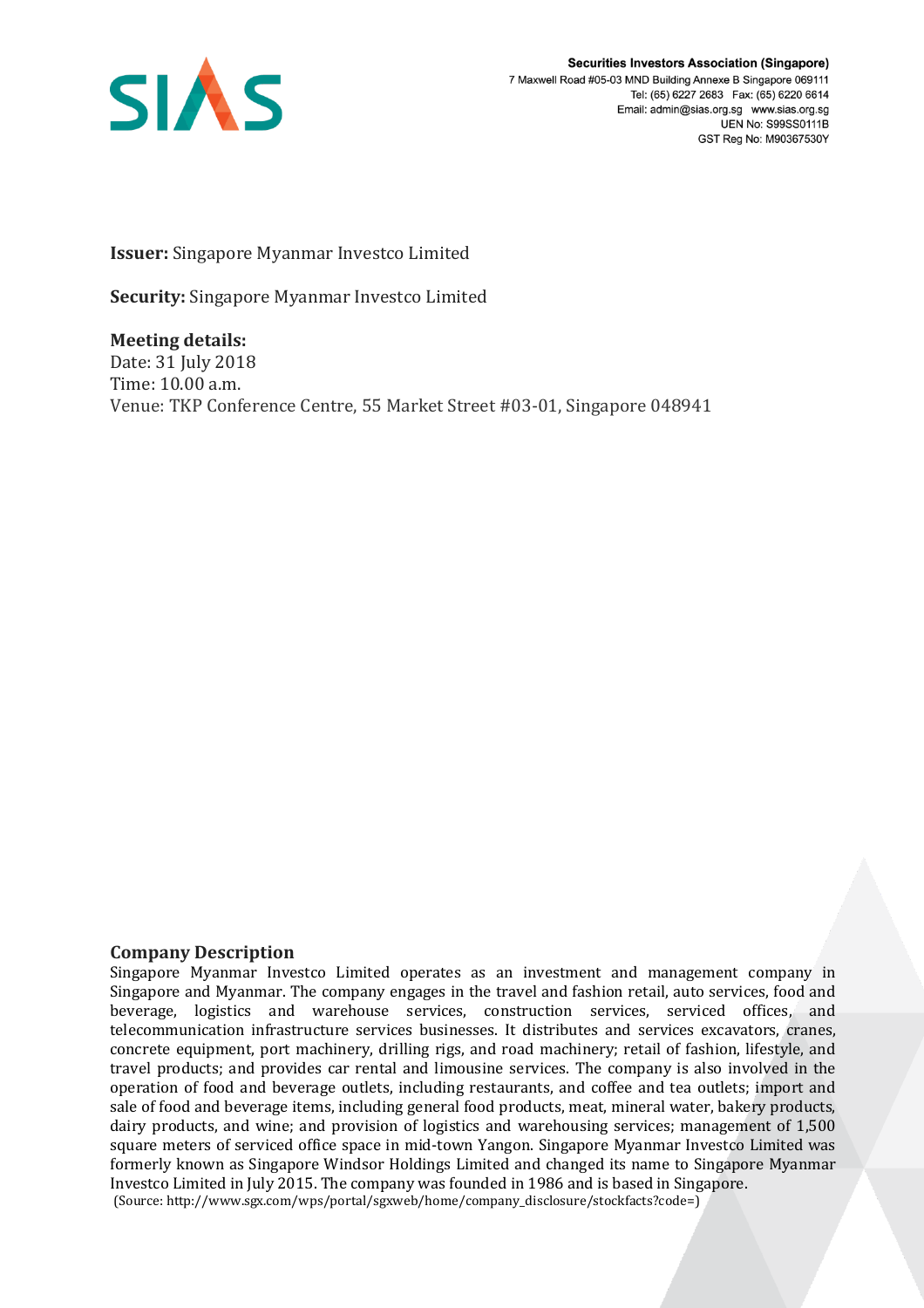Securities Investors Association (Singapore)
7 Maxwell Road #05-03 MND Building Annexe B Singapore 069111
Tel: (65) 6227 2683 Fax: (65) 6220 6614
Email: admin@sias.org.sg www.sias.org.sg
UEN No: S99SS0111B
GST Reg No: M90367530Y

**Issuer:** Singapore Myanmar Investco Limited

**Security:** Singapore Myanmar Investco Limited

**Meeting details:**
Date: 31 July 2018
Time: 10.00 a.m.
Venue: TKP Conference Centre, 55 Market Street #03-01, Singapore 048941

## Company Description

Singapore Myanmar Investco Limited operates as an investment and management company in Singapore and Myanmar. The company engages in the travel and fashion retail, auto services, food and beverage, logistics and warehouse services, construction services, serviced offices, and telecommunication infrastructure services businesses. It distributes and services excavators, cranes, concrete equipment, port machinery, drilling rigs, and road machinery; retail of fashion, lifestyle, and travel products; and provides car rental and limousine services. The company is also involved in the operation of food and beverage outlets, including restaurants, and coffee and tea outlets; import and sale of food and beverage items, including general food products, meat, mineral water, bakery products, dairy products, and wine; and provision of logistics and warehousing services; management of 1,500 square meters of serviced office space in mid-town Yangon. Singapore Myanmar Investco Limited was formerly known as Singapore Windsor Holdings Limited and changed its name to Singapore Myanmar Investco Limited in July 2015. The company was founded in 1986 and is based in Singapore.
(Source: http://www.sgx.com/wps/portal/sgxweb/home/company_disclosure/stockfacts?code=)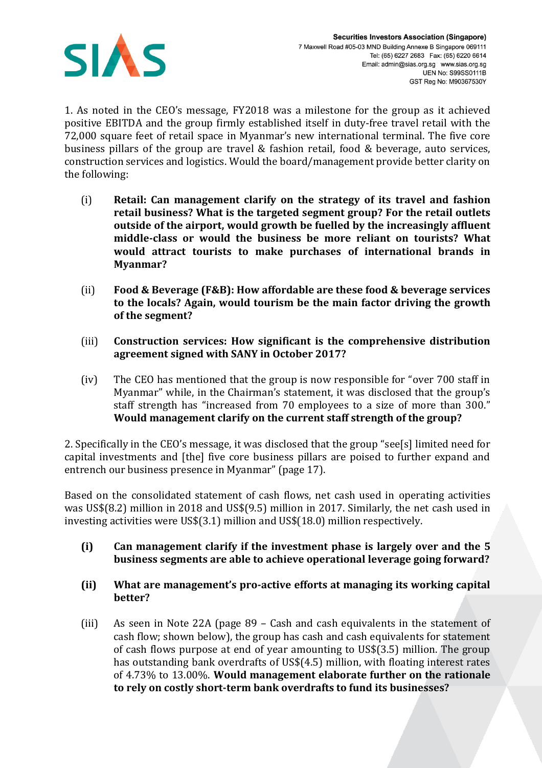1. As noted in the CEO's message, FY2018 was a milestone for the group as it achieved positive EBITDA and the group firmly established itself in duty-free travel retail with the 72,000 square feet of retail space in Myanmar's new international terminal. The five core business pillars of the group are travel & fashion retail, food & beverage, auto services, construction services and logistics. Would the board/management provide better clarity on the following:

(i) **Retail: Can management clarify on the strategy of its travel and fashion retail business? What is the targeted segment group? For the retail outlets outside of the airport, would growth be fuelled by the increasingly affluent middle-class or would the business be more reliant on tourists? What would attract tourists to make purchases of international brands in Myanmar?**

(ii) **Food & Beverage (F&B): How affordable are these food & beverage services to the locals? Again, would tourism be the main factor driving the growth of the segment?**

(iii) **Construction services: How significant is the comprehensive distribution agreement signed with SANY in October 2017?**

(iv) The CEO has mentioned that the group is now responsible for "over 700 staff in Myanmar" while, in the Chairman's statement, it was disclosed that the group's staff strength has "increased from 70 employees to a size of more than 300." **Would management clarify on the current staff strength of the group?**

2. Specifically in the CEO's message, it was disclosed that the group "see[s] limited need for capital investments and [the] five core business pillars are poised to further expand and entrench our business presence in Myanmar" (page 17).

Based on the consolidated statement of cash flows, net cash used in operating activities was US$(8.2) million in 2018 and US$(9.5) million in 2017. Similarly, the net cash used in investing activities were US$(3.1) million and US$(18.0) million respectively.

**(i) Can management clarify if the investment phase is largely over and the 5 business segments are able to achieve operational leverage going forward?**

**(ii) What are management's pro-active efforts at managing its working capital better?**

(iii) As seen in Note 22A (page 89 – Cash and cash equivalents in the statement of cash flow; shown below), the group has cash and cash equivalents for statement of cash flows purpose at end of year amounting to US$(3.5) million. The group has outstanding bank overdrafts of US$(4.5) million, with floating interest rates of 4.73% to 13.00%. **Would management elaborate further on the rationale to rely on costly short-term bank overdrafts to fund its businesses?**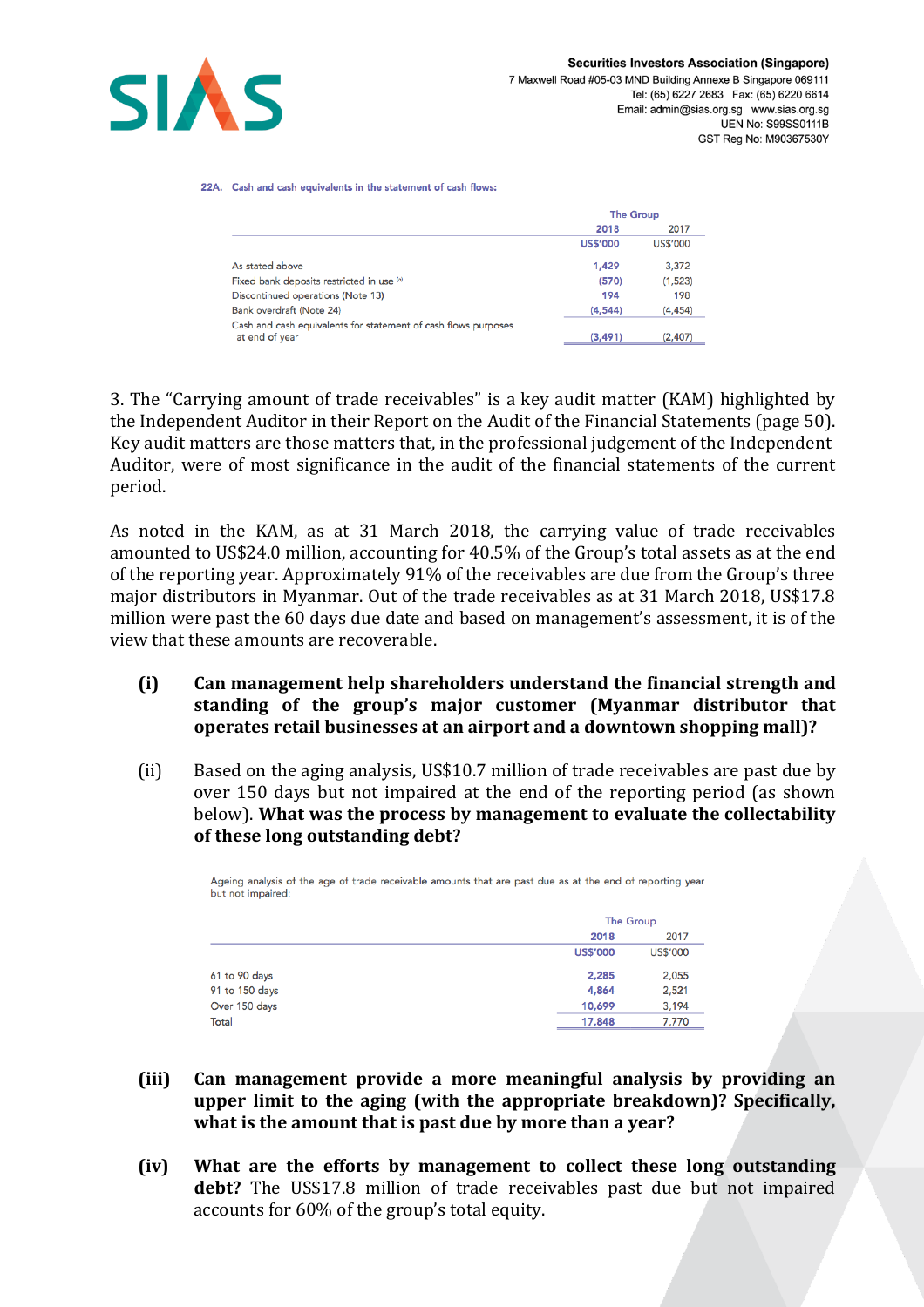**22A. Cash and cash equivalents in the statement of cash flows:**

| | The Group | |
|---|---|---|
| | **2018** | 2017 |
| | **US$'000** | US$'000 |
| As stated above | **1,429** | 3,372 |
| Fixed bank deposits restricted in use [(a)] | **(570)** | (1,523) |
| Discontinued operations (Note 13) | **194** | 198 |
| Bank overdraft (Note 24) | **(4,544)** | (4,454) |
| Cash and cash equivalents for statement of cash flows purposes at end of year | **(3,491)** | (2,407) |

3. The "Carrying amount of trade receivables" is a key audit matter (KAM) highlighted by the Independent Auditor in their Report on the Audit of the Financial Statements (page 50). Key audit matters are those matters that, in the professional judgement of the Independent Auditor, were of most significance in the audit of the financial statements of the current period.

As noted in the KAM, as at 31 March 2018, the carrying value of trade receivables amounted to US$24.0 million, accounting for 40.5% of the Group's total assets as at the end of the reporting year. Approximately 91% of the receivables are due from the Group's three major distributors in Myanmar. Out of the trade receivables as at 31 March 2018, US$17.8 million were past the 60 days due date and based on management's assessment, it is of the view that these amounts are recoverable.

(i) **Can management help shareholders understand the financial strength and standing of the group's major customer (Myanmar distributor that operates retail businesses at an airport and a downtown shopping mall)?**

(ii) Based on the aging analysis, US$10.7 million of trade receivables are past due by over 150 days but not impaired at the end of the reporting period (as shown below). **What was the process by management to evaluate the collectability of these long outstanding debt?**

Ageing analysis of the age of trade receivable amounts that are past due as at the end of reporting year but not impaired:

| | The Group | |
|---|---|---|
| | **2018** | 2017 |
| | **US$'000** | US$'000 |
| 61 to 90 days | **2,285** | 2,055 |
| 91 to 150 days | **4,864** | 2,521 |
| Over 150 days | **10,699** | 3,194 |
| Total | **17,848** | 7,770 |

(iii) **Can management provide a more meaningful analysis by providing an upper limit to the aging (with the appropriate breakdown)? Specifically, what is the amount that is past due by more than a year?**

(iv) **What are the efforts by management to collect these long outstanding debt?** The US$17.8 million of trade receivables past due but not impaired accounts for 60% of the group's total equity.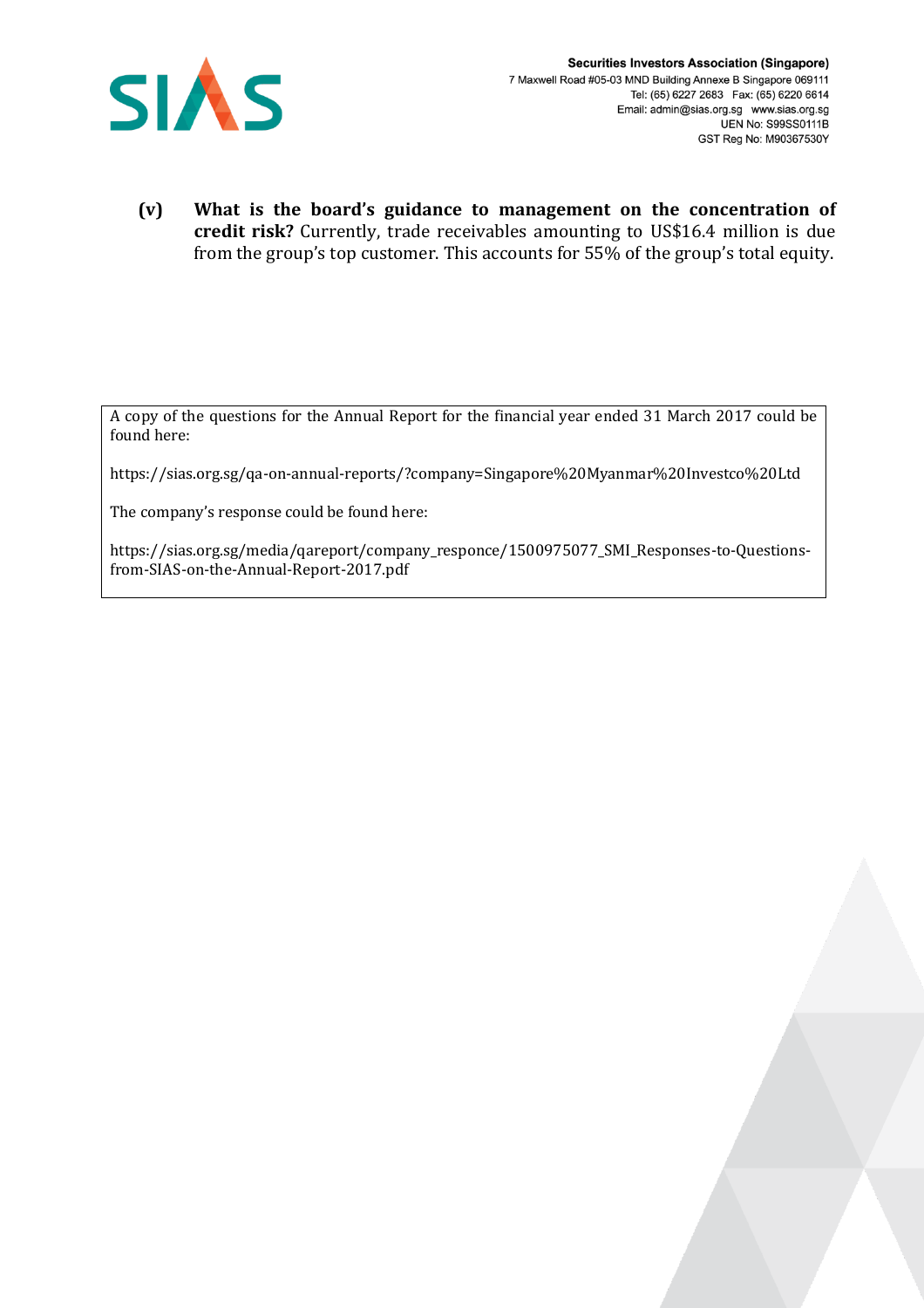**(v) What is the board's guidance to management on the concentration of credit risk?** Currently, trade receivables amounting to US$16.4 million is due from the group's top customer. This accounts for 55% of the group's total equity.

A copy of the questions for the Annual Report for the financial year ended 31 March 2017 could be found here:

https://sias.org.sg/qa-on-annual-reports/?company=Singapore%20Myanmar%20Investco%20Ltd

The company's response could be found here:

https://sias.org.sg/media/qareport/company_responce/1500975077_SMI_Responses-to-Questions-from-SIAS-on-the-Annual-Report-2017.pdf